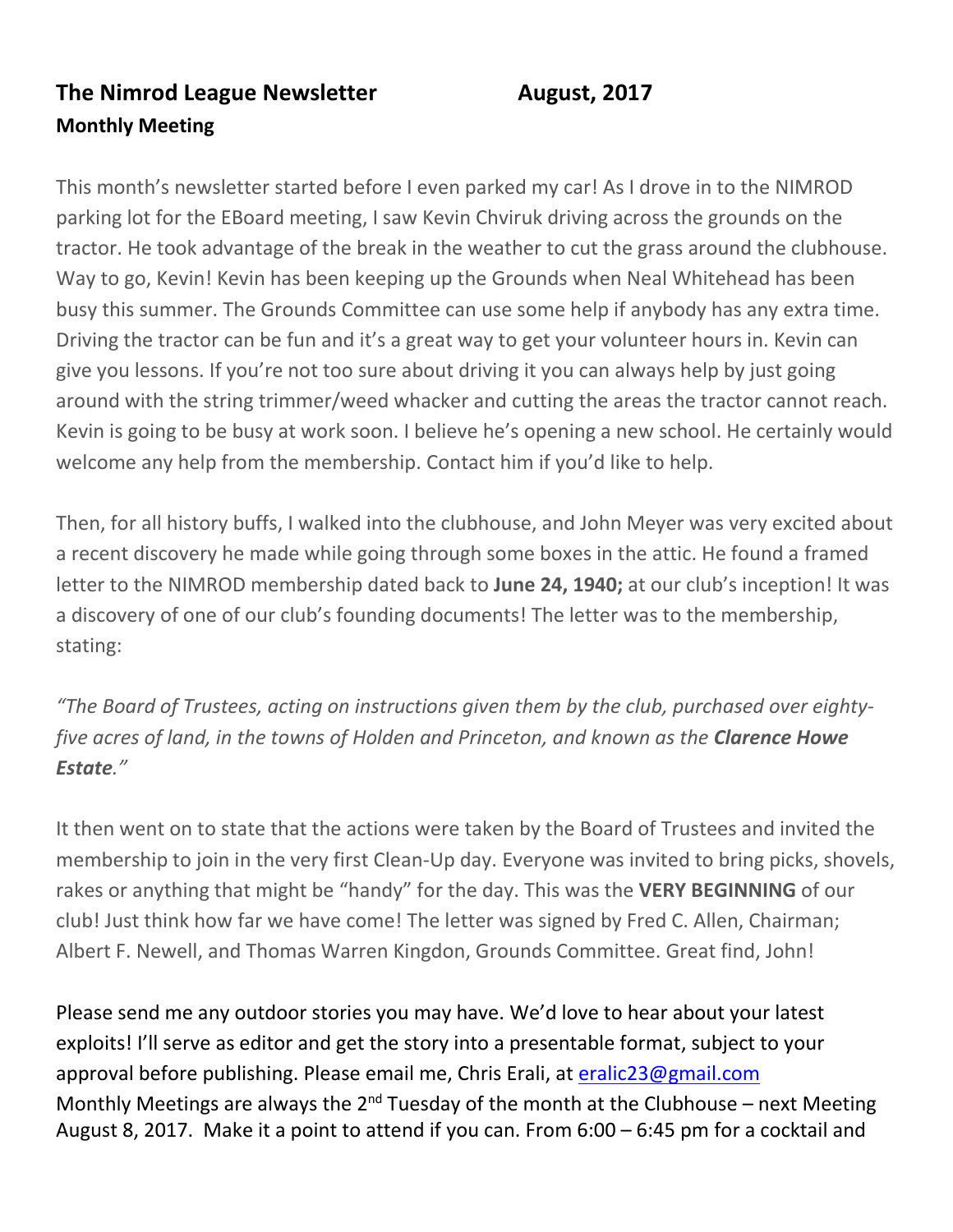# The Nimrod League Newsletter August, 2017

## Monthly Meeting

This month's newsletter started before I even parked my car! As I drove in to the NIMROD parking lot for the EBoard meeting, I saw Kevin Chviruk driving across the grounds on the tractor. He took advantage of the break in the weather to cut the grass around the clubhouse. Way to go, Kevin! Kevin has been keeping up the Grounds when Neal Whitehead has been busy this summer. The Grounds Committee can use some help if anybody has any extra time. Driving the tractor can be fun and it's a great way to get your volunteer hours in. Kevin can give you lessons. If you're not too sure about driving it you can always help by just going around with the string trimmer/weed whacker and cutting the areas the tractor cannot reach. Kevin is going to be busy at work soon. I believe he's opening a new school. He certainly would welcome any help from the membership. Contact him if you'd like to help.

Then, for all history buffs, I walked into the clubhouse, and John Meyer was very excited about a recent discovery he made while going through some boxes in the attic. He found a framed letter to the NIMROD membership dated back to **June 24, 1940;** at our club's inception! It was a discovery of one of our club's founding documents! The letter was to the membership, stating:

*"The Board of Trustees, acting on instructions given them by the club, purchased over eighty-five acres of land, in the towns of Holden and Princeton, and known as the **Clarence Howe Estate**."*

It then went on to state that the actions were taken by the Board of Trustees and invited the membership to join in the very first Clean-Up day. Everyone was invited to bring picks, shovels, rakes or anything that might be "handy" for the day. This was the **VERY BEGINNING** of our club! Just think how far we have come! The letter was signed by Fred C. Allen, Chairman; Albert F. Newell, and Thomas Warren Kingdon, Grounds Committee. Great find, John!

Please send me any outdoor stories you may have. We'd love to hear about your latest exploits! I'll serve as editor and get the story into a presentable format, subject to your approval before publishing. Please email me, Chris Erali, at eralic23@gmail.com
Monthly Meetings are always the 2nd Tuesday of the month at the Clubhouse – next Meeting August 8, 2017. Make it a point to attend if you can. From 6:00 – 6:45 pm for a cocktail and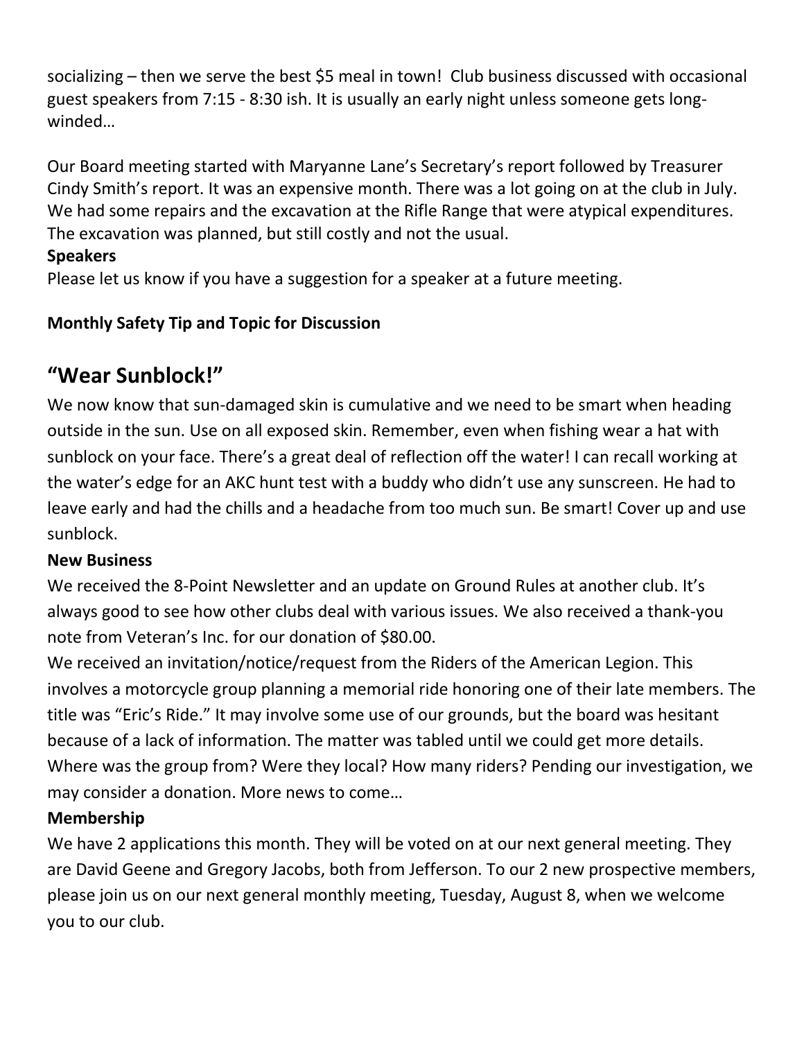socializing – then we serve the best $5 meal in town! Club business discussed with occasional guest speakers from 7:15 - 8:30 ish. It is usually an early night unless someone gets long-winded…

Our Board meeting started with Maryanne Lane's Secretary's report followed by Treasurer Cindy Smith's report. It was an expensive month. There was a lot going on at the club in July. We had some repairs and the excavation at the Rifle Range that were atypical expenditures. The excavation was planned, but still costly and not the usual.

**Speakers**

Please let us know if you have a suggestion for a speaker at a future meeting.

**Monthly Safety Tip and Topic for Discussion**

## "Wear Sunblock!"

We now know that sun-damaged skin is cumulative and we need to be smart when heading outside in the sun. Use on all exposed skin. Remember, even when fishing wear a hat with sunblock on your face. There's a great deal of reflection off the water! I can recall working at the water's edge for an AKC hunt test with a buddy who didn't use any sunscreen. He had to leave early and had the chills and a headache from too much sun. Be smart! Cover up and use sunblock.

**New Business**

We received the 8-Point Newsletter and an update on Ground Rules at another club. It's always good to see how other clubs deal with various issues. We also received a thank-you note from Veteran's Inc. for our donation of $80.00.

We received an invitation/notice/request from the Riders of the American Legion. This involves a motorcycle group planning a memorial ride honoring one of their late members. The title was "Eric's Ride." It may involve some use of our grounds, but the board was hesitant because of a lack of information. The matter was tabled until we could get more details. Where was the group from? Were they local? How many riders? Pending our investigation, we may consider a donation. More news to come…

**Membership**

We have 2 applications this month. They will be voted on at our next general meeting. They are David Geene and Gregory Jacobs, both from Jefferson. To our 2 new prospective members, please join us on our next general monthly meeting, Tuesday, August 8, when we welcome you to our club.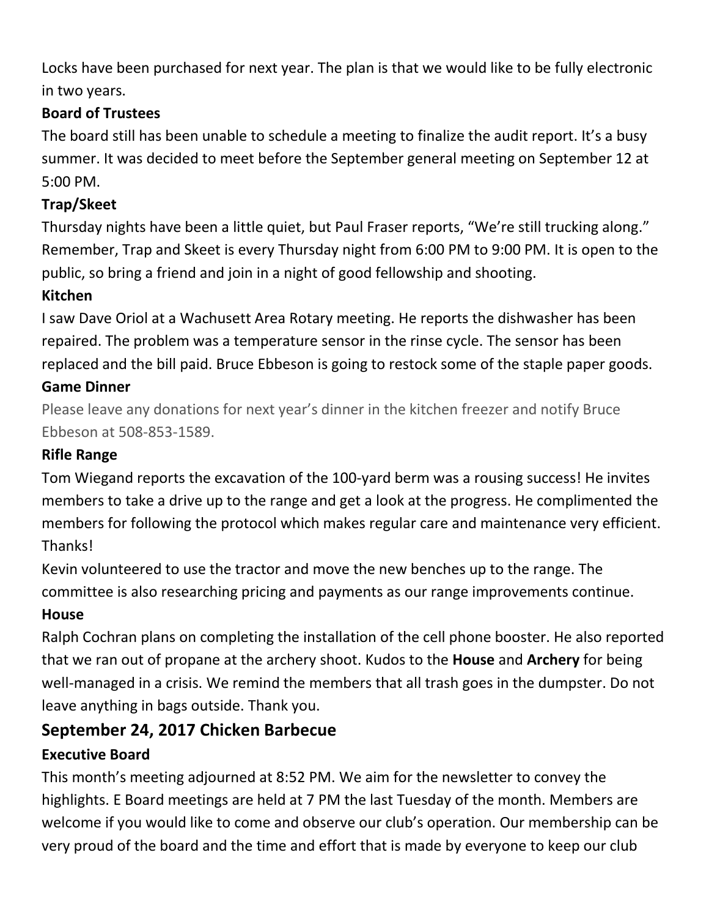Locks have been purchased for next year. The plan is that we would like to be fully electronic in two years.

**Board of Trustees**

The board still has been unable to schedule a meeting to finalize the audit report. It's a busy summer. It was decided to meet before the September general meeting on September 12 at 5:00 PM.

**Trap/Skeet**

Thursday nights have been a little quiet, but Paul Fraser reports, "We're still trucking along." Remember, Trap and Skeet is every Thursday night from 6:00 PM to 9:00 PM. It is open to the public, so bring a friend and join in a night of good fellowship and shooting.

**Kitchen**

I saw Dave Oriol at a Wachusett Area Rotary meeting. He reports the dishwasher has been repaired. The problem was a temperature sensor in the rinse cycle. The sensor has been replaced and the bill paid. Bruce Ebbeson is going to restock some of the staple paper goods.

**Game Dinner**

Please leave any donations for next year's dinner in the kitchen freezer and notify Bruce Ebbeson at 508-853-1589.

**Rifle Range**

Tom Wiegand reports the excavation of the 100-yard berm was a rousing success! He invites members to take a drive up to the range and get a look at the progress. He complimented the members for following the protocol which makes regular care and maintenance very efficient. Thanks!

Kevin volunteered to use the tractor and move the new benches up to the range. The committee is also researching pricing and payments as our range improvements continue.

**House**

Ralph Cochran plans on completing the installation of the cell phone booster. He also reported that we ran out of propane at the archery shoot. Kudos to the **House** and **Archery** for being well-managed in a crisis. We remind the members that all trash goes in the dumpster. Do not leave anything in bags outside. Thank you.

## September 24, 2017 Chicken Barbecue

**Executive Board**

This month's meeting adjourned at 8:52 PM. We aim for the newsletter to convey the highlights. E Board meetings are held at 7 PM the last Tuesday of the month. Members are welcome if you would like to come and observe our club's operation. Our membership can be very proud of the board and the time and effort that is made by everyone to keep our club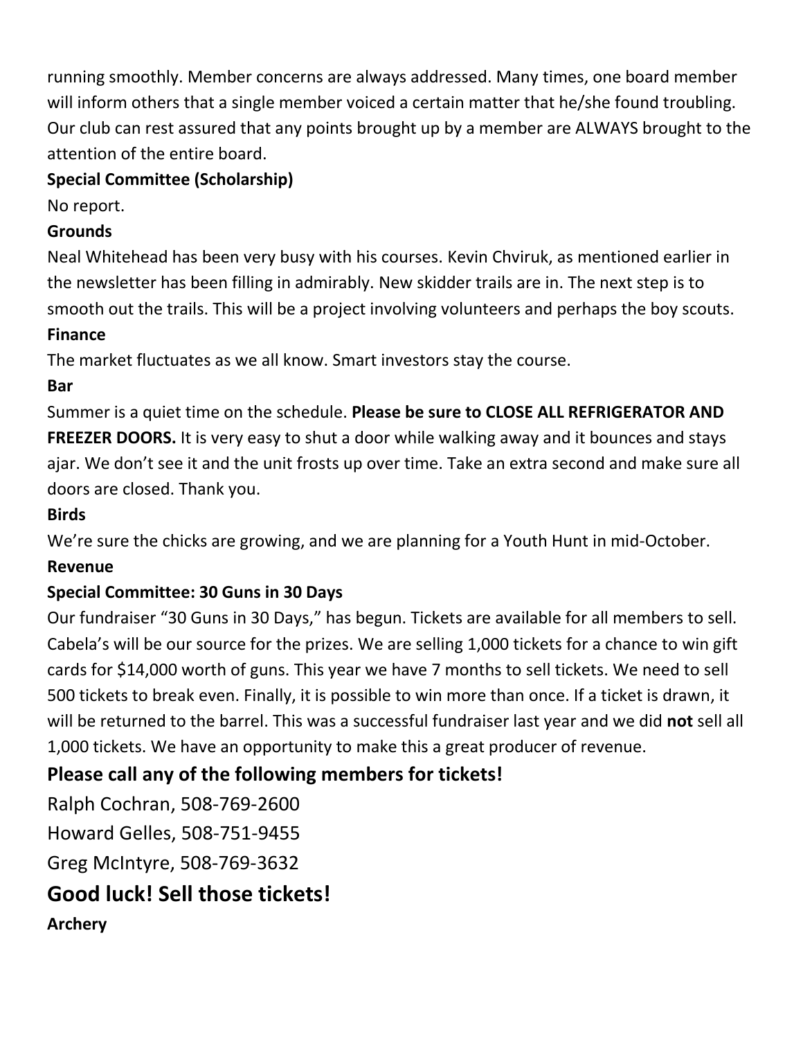running smoothly. Member concerns are always addressed. Many times, one board member will inform others that a single member voiced a certain matter that he/she found troubling. Our club can rest assured that any points brought up by a member are ALWAYS brought to the attention of the entire board.

**Special Committee (Scholarship)**

No report.

**Grounds**

Neal Whitehead has been very busy with his courses. Kevin Chviruk, as mentioned earlier in the newsletter has been filling in admirably. New skidder trails are in. The next step is to smooth out the trails. This will be a project involving volunteers and perhaps the boy scouts.

**Finance**

The market fluctuates as we all know. Smart investors stay the course.

**Bar**

Summer is a quiet time on the schedule. **Please be sure to CLOSE ALL REFRIGERATOR AND FREEZER DOORS.** It is very easy to shut a door while walking away and it bounces and stays ajar. We don't see it and the unit frosts up over time. Take an extra second and make sure all doors are closed. Thank you.

**Birds**

We're sure the chicks are growing, and we are planning for a Youth Hunt in mid-October.

**Revenue**

**Special Committee: 30 Guns in 30 Days**

Our fundraiser "30 Guns in 30 Days," has begun. Tickets are available for all members to sell. Cabela's will be our source for the prizes. We are selling 1,000 tickets for a chance to win gift cards for $14,000 worth of guns. This year we have 7 months to sell tickets. We need to sell 500 tickets to break even. Finally, it is possible to win more than once. If a ticket is drawn, it will be returned to the barrel. This was a successful fundraiser last year and we did **not** sell all 1,000 tickets. We have an opportunity to make this a great producer of revenue.

## Please call any of the following members for tickets!

Ralph Cochran, 508-769-2600

Howard Gelles, 508-751-9455

Greg McIntyre, 508-769-3632

## Good luck! Sell those tickets!

**Archery**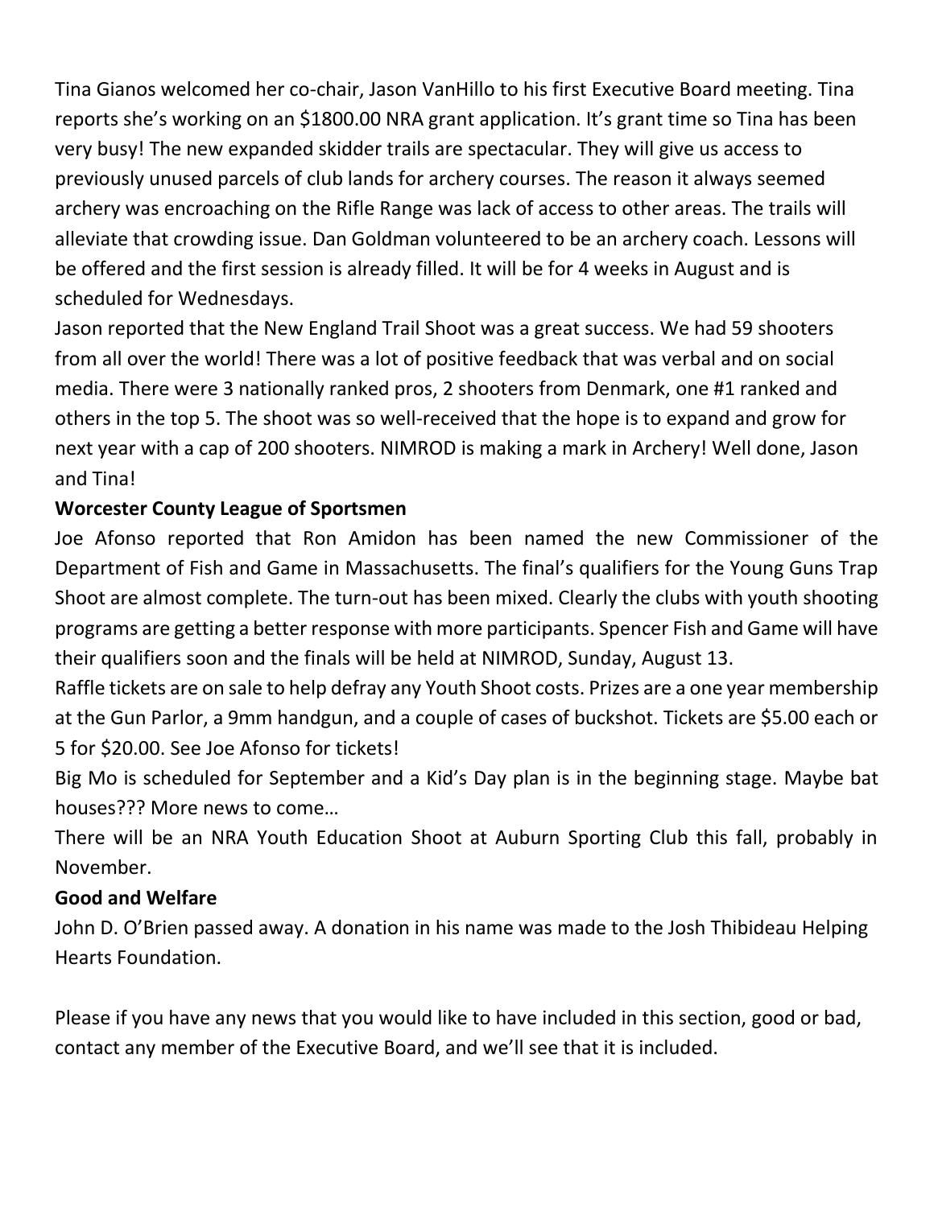Tina Gianos welcomed her co-chair, Jason VanHillo to his first Executive Board meeting. Tina reports she's working on an $1800.00 NRA grant application. It's grant time so Tina has been very busy! The new expanded skidder trails are spectacular. They will give us access to previously unused parcels of club lands for archery courses. The reason it always seemed archery was encroaching on the Rifle Range was lack of access to other areas. The trails will alleviate that crowding issue. Dan Goldman volunteered to be an archery coach. Lessons will be offered and the first session is already filled. It will be for 4 weeks in August and is scheduled for Wednesdays.

Jason reported that the New England Trail Shoot was a great success. We had 59 shooters from all over the world! There was a lot of positive feedback that was verbal and on social media. There were 3 nationally ranked pros, 2 shooters from Denmark, one #1 ranked and others in the top 5. The shoot was so well-received that the hope is to expand and grow for next year with a cap of 200 shooters. NIMROD is making a mark in Archery! Well done, Jason and Tina!

**Worcester County League of Sportsmen**

Joe Afonso reported that Ron Amidon has been named the new Commissioner of the Department of Fish and Game in Massachusetts. The final's qualifiers for the Young Guns Trap Shoot are almost complete. The turn-out has been mixed. Clearly the clubs with youth shooting programs are getting a better response with more participants. Spencer Fish and Game will have their qualifiers soon and the finals will be held at NIMROD, Sunday, August 13.

Raffle tickets are on sale to help defray any Youth Shoot costs. Prizes are a one year membership at the Gun Parlor, a 9mm handgun, and a couple of cases of buckshot. Tickets are $5.00 each or 5 for $20.00. See Joe Afonso for tickets!

Big Mo is scheduled for September and a Kid's Day plan is in the beginning stage. Maybe bat houses??? More news to come…

There will be an NRA Youth Education Shoot at Auburn Sporting Club this fall, probably in November.

**Good and Welfare**

John D. O'Brien passed away. A donation in his name was made to the Josh Thibideau Helping Hearts Foundation.

Please if you have any news that you would like to have included in this section, good or bad, contact any member of the Executive Board, and we'll see that it is included.